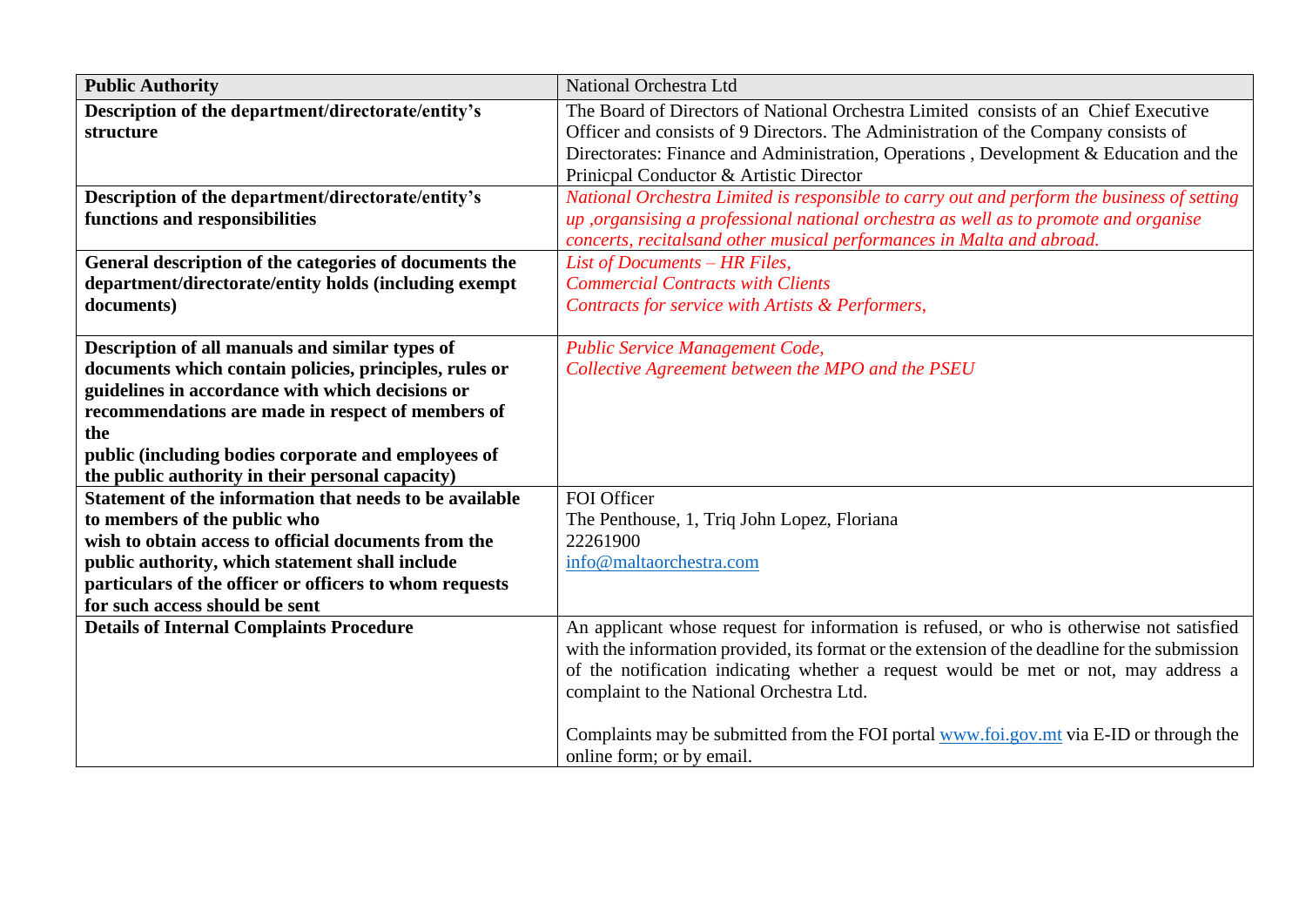| **Public Authority** | National Orchestra Ltd |
|---|---|
| **Description of the department/directorate/entity's structure** | The Board of Directors of National Orchestra Limited consists of an Chief Executive Officer and consists of 9 Directors. The Administration of the Company consists of Directorates: Finance and Administration, Operations , Development & Education and the Prinicpal Conductor & Artistic Director |
| **Description of the department/directorate/entity's functions and responsibilities** | *National Orchestra Limited is responsible to carry out and perform the business of setting up ,organsising a professional national orchestra as well as to promote and organise concerts, recitalsand other musical performances in Malta and abroad.* |
| **General description of the categories of documents the department/directorate/entity holds (including exempt documents)** | *List of Documents – HR Files,*<br>*Commercial Contracts with Clients*<br>*Contracts for service with Artists & Performers,* |
| **Description of all manuals and similar types of documents which contain policies, principles, rules or guidelines in accordance with which decisions or recommendations are made in respect of members of the public (including bodies corporate and employees of the public authority in their personal capacity)** | *Public Service Management Code,*<br>*Collective Agreement between the MPO and the PSEU* |
| **Statement of the information that needs to be available to members of the public who wish to obtain access to official documents from the public authority, which statement shall include particulars of the officer or officers to whom requests for such access should be sent** | FOI Officer<br>The Penthouse, 1, Triq John Lopez, Floriana<br>22261900<br>info@maltaorchestra.com |
| **Details of Internal Complaints Procedure** | An applicant whose request for information is refused, or who is otherwise not satisfied with the information provided, its format or the extension of the deadline for the submission of the notification indicating whether a request would be met or not, may address a complaint to the National Orchestra Ltd.<br><br>Complaints may be submitted from the FOI portal www.foi.gov.mt via E-ID or through the online form; or by email. |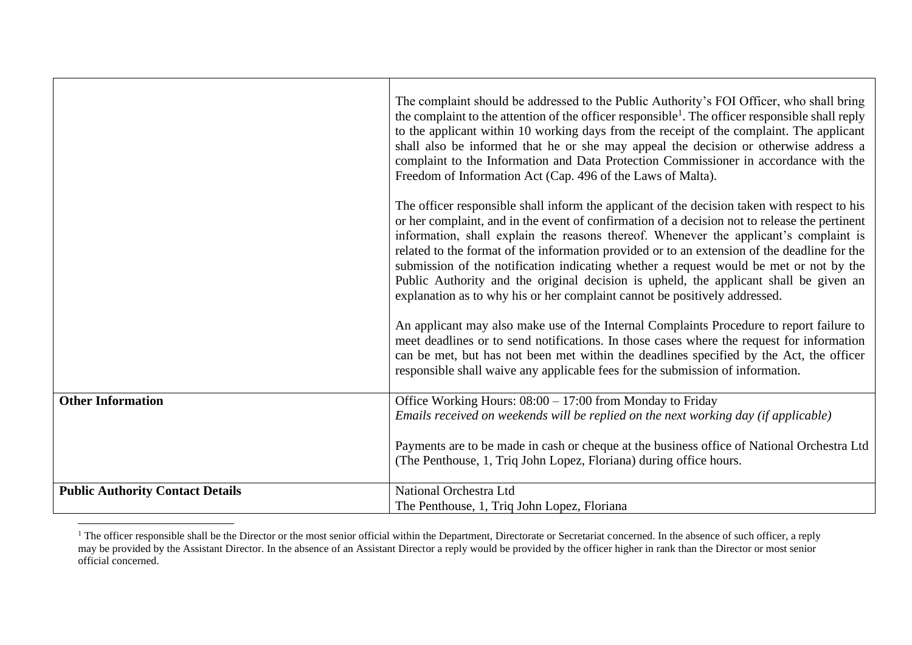| | |
|---|---|
| | The complaint should be addressed to the Public Authority's FOI Officer, who shall bring the complaint to the attention of the officer responsible[1]. The officer responsible shall reply to the applicant within 10 working days from the receipt of the complaint. The applicant shall also be informed that he or she may appeal the decision or otherwise address a complaint to the Information and Data Protection Commissioner in accordance with the Freedom of Information Act (Cap. 496 of the Laws of Malta).<br><br>The officer responsible shall inform the applicant of the decision taken with respect to his or her complaint, and in the event of confirmation of a decision not to release the pertinent information, shall explain the reasons thereof. Whenever the applicant's complaint is related to the format of the information provided or to an extension of the deadline for the submission of the notification indicating whether a request would be met or not by the Public Authority and the original decision is upheld, the applicant shall be given an explanation as to why his or her complaint cannot be positively addressed.<br><br>An applicant may also make use of the Internal Complaints Procedure to report failure to meet deadlines or to send notifications. In those cases where the request for information can be met, but has not been met within the deadlines specified by the Act, the officer responsible shall waive any applicable fees for the submission of information. |
| **Other Information** | Office Working Hours: 08:00 – 17:00 from Monday to Friday<br>*Emails received on weekends will be replied on the next working day (if applicable)*<br><br>Payments are to be made in cash or cheque at the business office of National Orchestra Ltd (The Penthouse, 1, Triq John Lopez, Floriana) during office hours. |
| **Public Authority Contact Details** | National Orchestra Ltd<br>The Penthouse, 1, Triq John Lopez, Floriana |

[1] The officer responsible shall be the Director or the most senior official within the Department, Directorate or Secretariat concerned. In the absence of such officer, a reply may be provided by the Assistant Director. In the absence of an Assistant Director a reply would be provided by the officer higher in rank than the Director or most senior official concerned.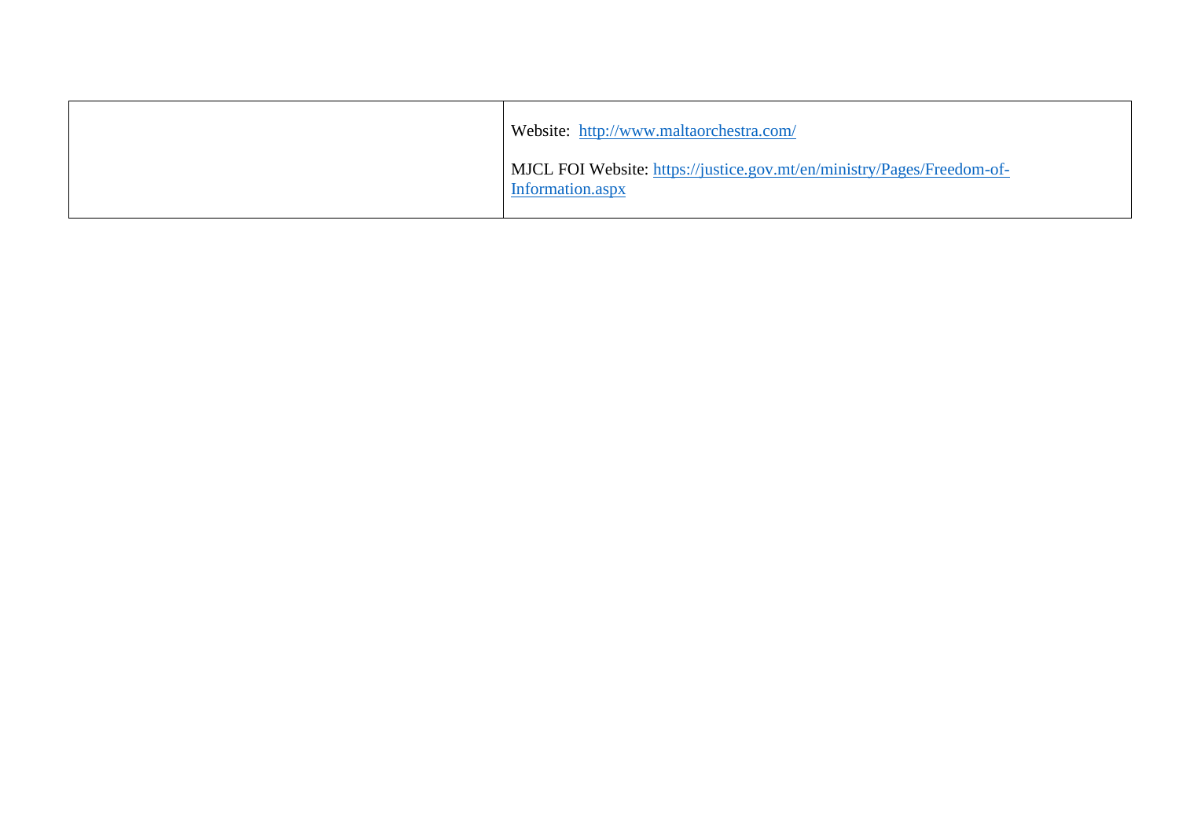| | |
|---|---|
| | Website: http://www.maltaorchestra.com/<br><br>MJCL FOI Website: https://justice.gov.mt/en/ministry/Pages/Freedom-of-Information.aspx |